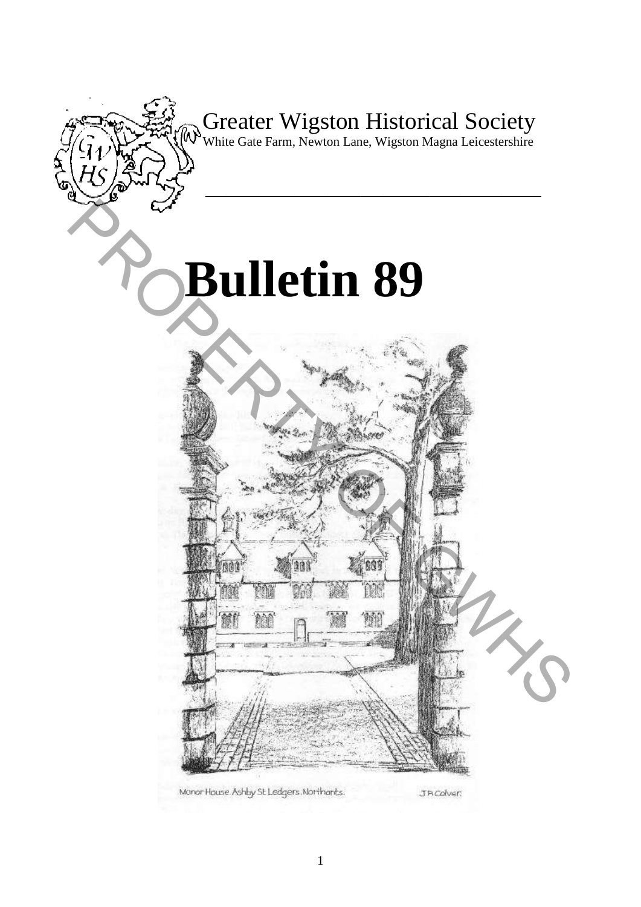Greater Wigston Historical Society

White Gate Farm, Newton Lane, Wigston Magna Leicestershire

# Bulletin 89

Manor House, Ashby St Ledgers, Northants. J R Colver.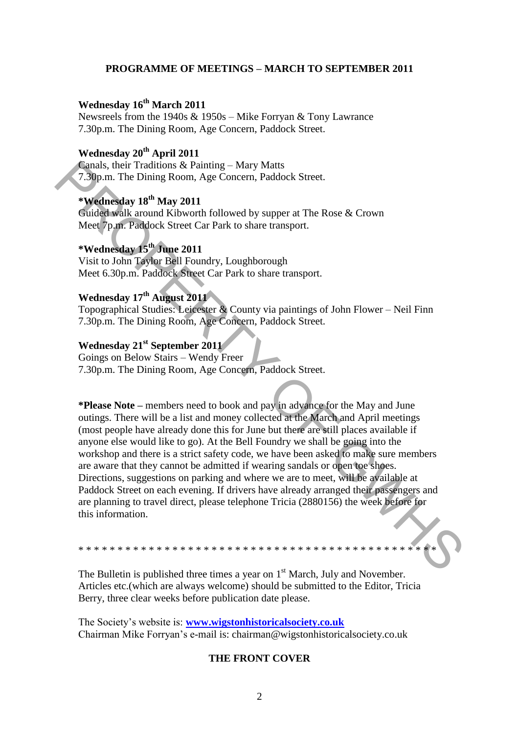## PROGRAMME OF MEETINGS – MARCH TO SEPTEMBER 2011

**Wednesday 16th March 2011**
Newsreels from the 1940s & 1950s – Mike Forryan & Tony Lawrance
7.30p.m. The Dining Room, Age Concern, Paddock Street.

**Wednesday 20th April 2011**
Canals, their Traditions & Painting – Mary Matts
7.30p.m. The Dining Room, Age Concern, Paddock Street.

**\*Wednesday 18th May 2011**
Guided walk around Kibworth followed by supper at The Rose & Crown
Meet 7p.m. Paddock Street Car Park to share transport.

**\*Wednesday 15th June 2011**
Visit to John Taylor Bell Foundry, Loughborough
Meet 6.30p.m. Paddock Street Car Park to share transport.

**Wednesday 17th August 2011**
Topographical Studies: Leicester & County via paintings of John Flower – Neil Finn
7.30p.m. The Dining Room, Age Concern, Paddock Street.

**Wednesday 21st September 2011**
Goings on Below Stairs – Wendy Freer
7.30p.m. The Dining Room, Age Concern, Paddock Street.

**\*Please Note –** members need to book and pay in advance for the May and June outings. There will be a list and money collected at the March and April meetings (most people have already done this for June but there are still places available if anyone else would like to go). At the Bell Foundry we shall be going into the workshop and there is a strict safety code, we have been asked to make sure members are aware that they cannot be admitted if wearing sandals or open toe shoes. Directions, suggestions on parking and where we are to meet, will be available at Paddock Street on each evening. If drivers have already arranged their passengers and are planning to travel direct, please telephone Tricia (2880156) the week before for this information.

\* \* \* \* \* \* \* \* \* \* \* \* \* \* \* \* \* \* \* \* \* \* \* \* \* \* \* \* \* \* \* \* \* \* \* \* \* \* \* \* \* \* \* \* \* \* \*

The Bulletin is published three times a year on 1st March, July and November. Articles etc.(which are always welcome) should be submitted to the Editor, Tricia Berry, three clear weeks before publication date please.

The Society's website is: **www.wigstonhistoricalsociety.co.uk**
Chairman Mike Forryan's e-mail is: chairman@wigstonhistoricalsociety.co.uk

### THE FRONT COVER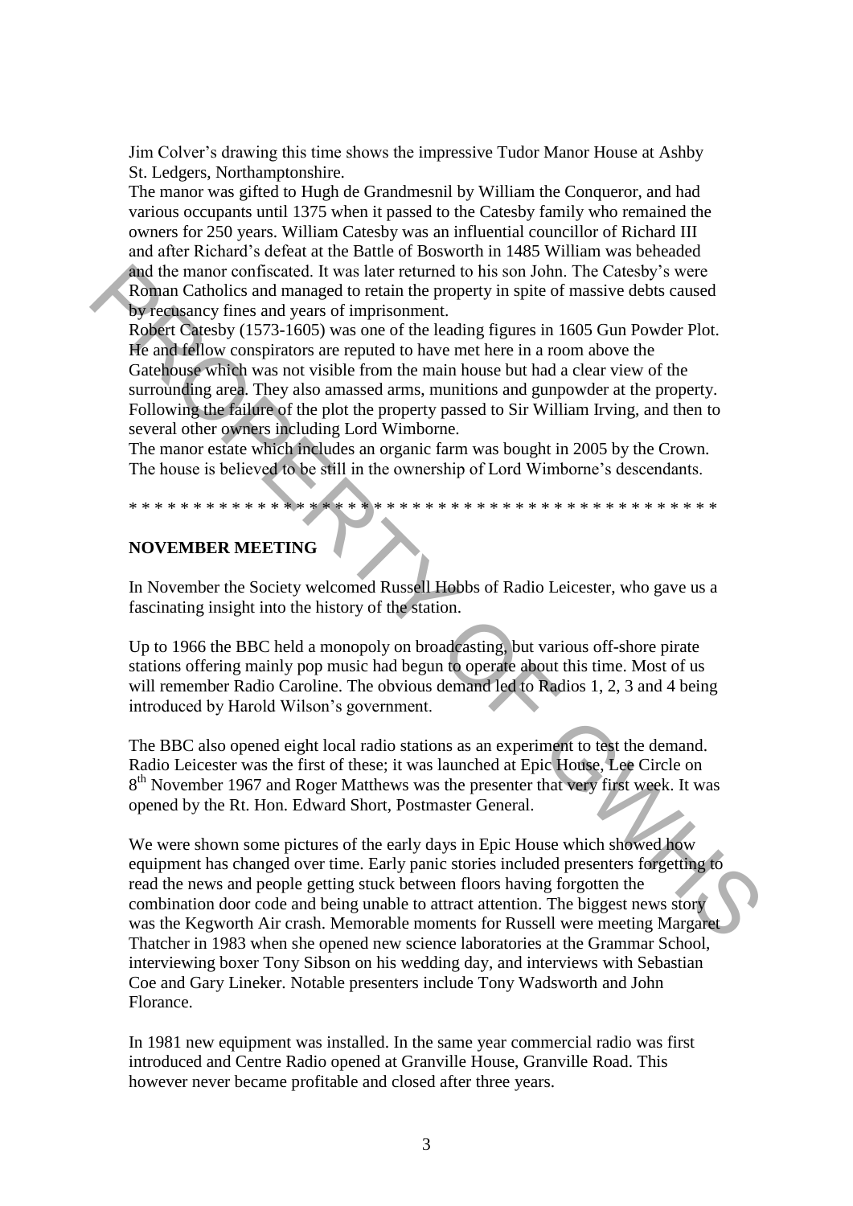Jim Colver's drawing this time shows the impressive Tudor Manor House at Ashby St. Ledgers, Northamptonshire.
The manor was gifted to Hugh de Grandmesnil by William the Conqueror, and had various occupants until 1375 when it passed to the Catesby family who remained the owners for 250 years. William Catesby was an influential councillor of Richard III and after Richard's defeat at the Battle of Bosworth in 1485 William was beheaded and the manor confiscated. It was later returned to his son John. The Catesby's were Roman Catholics and managed to retain the property in spite of massive debts caused by recusancy fines and years of imprisonment.
Robert Catesby (1573-1605) was one of the leading figures in 1605 Gun Powder Plot. He and fellow conspirators are reputed to have met here in a room above the Gatehouse which was not visible from the main house but had a clear view of the surrounding area. They also amassed arms, munitions and gunpowder at the property. Following the failure of the plot the property passed to Sir William Irving, and then to several other owners including Lord Wimborne.
The manor estate which includes an organic farm was bought in 2005 by the Crown. The house is believed to be still in the ownership of Lord Wimborne's descendants.

* * * * * * * * * * * * * * * * * * * * * * * * * * * * * * * * * * * * * * * * * * * * *

**NOVEMBER MEETING**

In November the Society welcomed Russell Hobbs of Radio Leicester, who gave us a fascinating insight into the history of the station.

Up to 1966 the BBC held a monopoly on broadcasting, but various off-shore pirate stations offering mainly pop music had begun to operate about this time. Most of us will remember Radio Caroline. The obvious demand led to Radios 1, 2, 3 and 4 being introduced by Harold Wilson's government.

The BBC also opened eight local radio stations as an experiment to test the demand. Radio Leicester was the first of these; it was launched at Epic House, Lee Circle on 8th November 1967 and Roger Matthews was the presenter that very first week. It was opened by the Rt. Hon. Edward Short, Postmaster General.

We were shown some pictures of the early days in Epic House which showed how equipment has changed over time. Early panic stories included presenters forgetting to read the news and people getting stuck between floors having forgotten the combination door code and being unable to attract attention. The biggest news story was the Kegworth Air crash. Memorable moments for Russell were meeting Margaret Thatcher in 1983 when she opened new science laboratories at the Grammar School, interviewing boxer Tony Sibson on his wedding day, and interviews with Sebastian Coe and Gary Lineker. Notable presenters include Tony Wadsworth and John Florance.

In 1981 new equipment was installed. In the same year commercial radio was first introduced and Centre Radio opened at Granville House, Granville Road. This however never became profitable and closed after three years.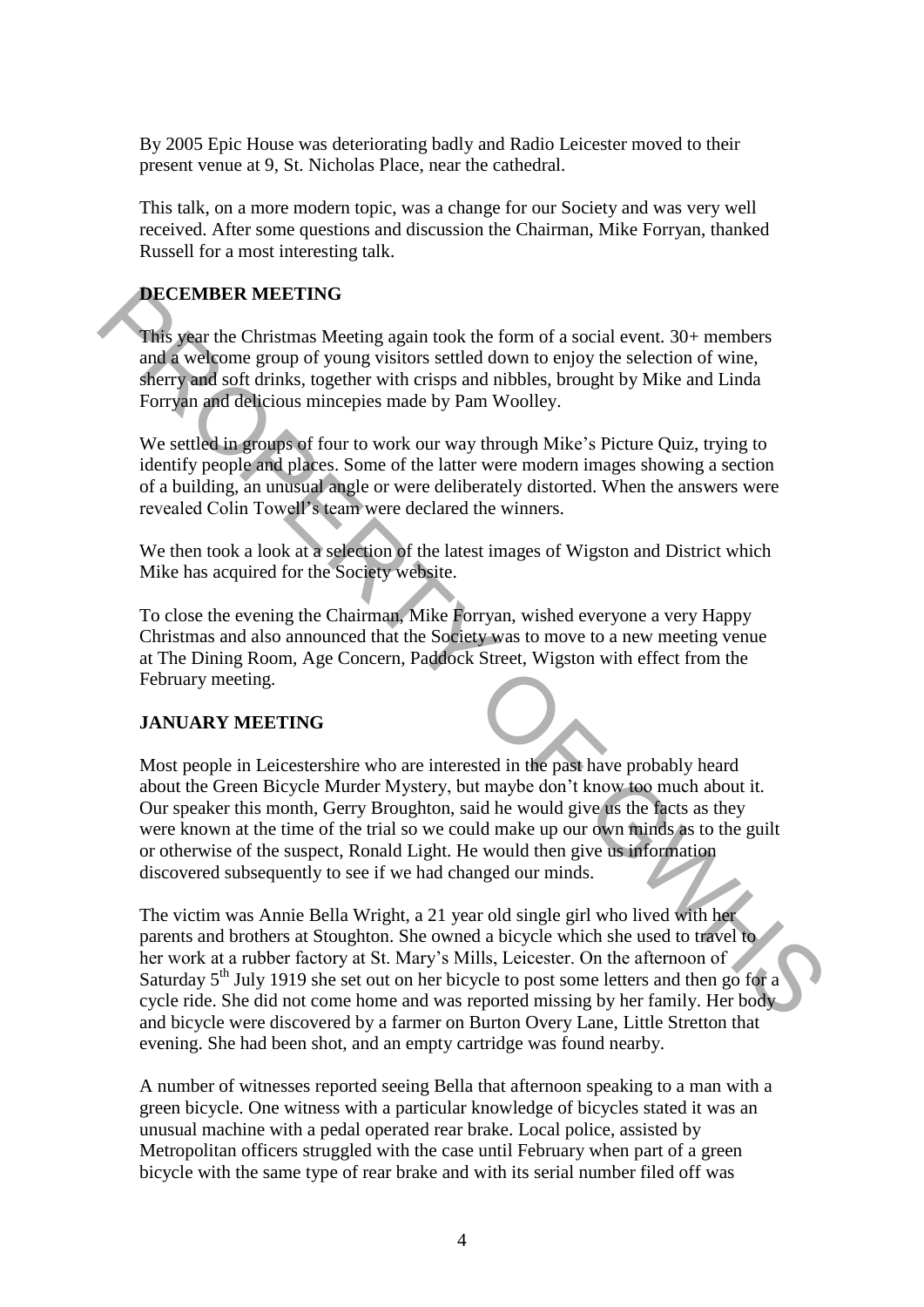By 2005 Epic House was deteriorating badly and Radio Leicester moved to their present venue at 9, St. Nicholas Place, near the cathedral.

This talk, on a more modern topic, was a change for our Society and was very well received. After some questions and discussion the Chairman, Mike Forryan, thanked Russell for a most interesting talk.

## DECEMBER MEETING

This year the Christmas Meeting again took the form of a social event. 30+ members and a welcome group of young visitors settled down to enjoy the selection of wine, sherry and soft drinks, together with crisps and nibbles, brought by Mike and Linda Forryan and delicious mincepies made by Pam Woolley.

We settled in groups of four to work our way through Mike's Picture Quiz, trying to identify people and places. Some of the latter were modern images showing a section of a building, an unusual angle or were deliberately distorted. When the answers were revealed Colin Towell's team were declared the winners.

We then took a look at a selection of the latest images of Wigston and District which Mike has acquired for the Society website.

To close the evening the Chairman, Mike Forryan, wished everyone a very Happy Christmas and also announced that the Society was to move to a new meeting venue at The Dining Room, Age Concern, Paddock Street, Wigston with effect from the February meeting.

## JANUARY MEETING

Most people in Leicestershire who are interested in the past have probably heard about the Green Bicycle Murder Mystery, but maybe don't know too much about it. Our speaker this month, Gerry Broughton, said he would give us the facts as they were known at the time of the trial so we could make up our own minds as to the guilt or otherwise of the suspect, Ronald Light. He would then give us information discovered subsequently to see if we had changed our minds.

The victim was Annie Bella Wright, a 21 year old single girl who lived with her parents and brothers at Stoughton. She owned a bicycle which she used to travel to her work at a rubber factory at St. Mary's Mills, Leicester. On the afternoon of Saturday 5th July 1919 she set out on her bicycle to post some letters and then go for a cycle ride. She did not come home and was reported missing by her family. Her body and bicycle were discovered by a farmer on Burton Overy Lane, Little Stretton that evening. She had been shot, and an empty cartridge was found nearby.

A number of witnesses reported seeing Bella that afternoon speaking to a man with a green bicycle. One witness with a particular knowledge of bicycles stated it was an unusual machine with a pedal operated rear brake. Local police, assisted by Metropolitan officers struggled with the case until February when part of a green bicycle with the same type of rear brake and with its serial number filed off was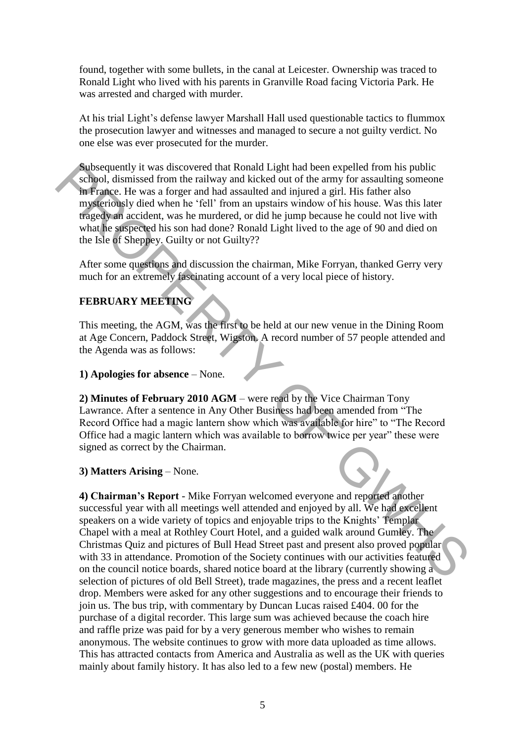found, together with some bullets, in the canal at Leicester. Ownership was traced to Ronald Light who lived with his parents in Granville Road facing Victoria Park. He was arrested and charged with murder.

At his trial Light's defense lawyer Marshall Hall used questionable tactics to flummox the prosecution lawyer and witnesses and managed to secure a not guilty verdict. No one else was ever prosecuted for the murder.

Subsequently it was discovered that Ronald Light had been expelled from his public school, dismissed from the railway and kicked out of the army for assaulting someone in France. He was a forger and had assaulted and injured a girl. His father also mysteriously died when he 'fell' from an upstairs window of his house. Was this later tragedy an accident, was he murdered, or did he jump because he could not live with what he suspected his son had done? Ronald Light lived to the age of 90 and died on the Isle of Sheppey. Guilty or not Guilty??

After some questions and discussion the chairman, Mike Forryan, thanked Gerry very much for an extremely fascinating account of a very local piece of history.

**FEBRUARY MEETING**

This meeting, the AGM, was the first to be held at our new venue in the Dining Room at Age Concern, Paddock Street, Wigston. A record number of 57 people attended and the Agenda was as follows:

**1) Apologies for absence** – None.

**2) Minutes of February 2010 AGM** – were read by the Vice Chairman Tony Lawrance. After a sentence in Any Other Business had been amended from "The Record Office had a magic lantern show which was available for hire" to "The Record Office had a magic lantern which was available to borrow twice per year" these were signed as correct by the Chairman.

**3) Matters Arising** – None.

**4) Chairman's Report** - Mike Forryan welcomed everyone and reported another successful year with all meetings well attended and enjoyed by all. We had excellent speakers on a wide variety of topics and enjoyable trips to the Knights' Templar Chapel with a meal at Rothley Court Hotel, and a guided walk around Gumley. The Christmas Quiz and pictures of Bull Head Street past and present also proved popular with 33 in attendance. Promotion of the Society continues with our activities featured on the council notice boards, shared notice board at the library (currently showing a selection of pictures of old Bell Street), trade magazines, the press and a recent leaflet drop. Members were asked for any other suggestions and to encourage their friends to join us. The bus trip, with commentary by Duncan Lucas raised £404. 00 for the purchase of a digital recorder. This large sum was achieved because the coach hire and raffle prize was paid for by a very generous member who wishes to remain anonymous. The website continues to grow with more data uploaded as time allows. This has attracted contacts from America and Australia as well as the UK with queries mainly about family history. It has also led to a few new (postal) members. He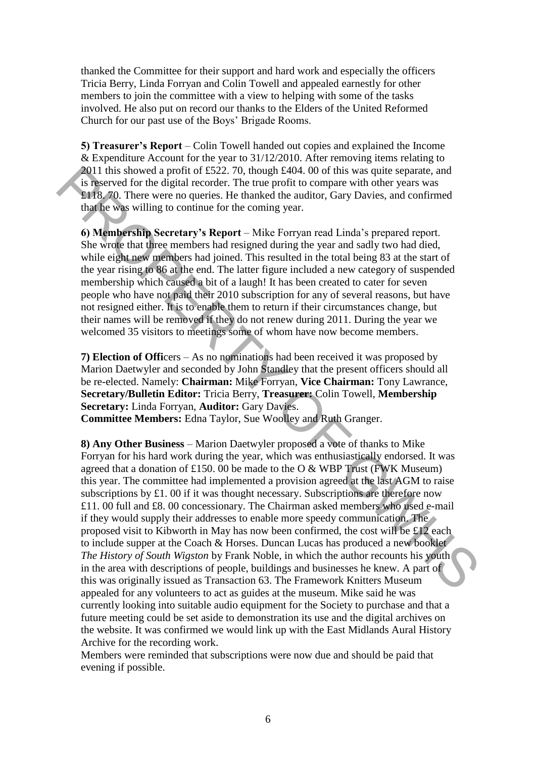thanked the Committee for their support and hard work and especially the officers Tricia Berry, Linda Forryan and Colin Towell and appealed earnestly for other members to join the committee with a view to helping with some of the tasks involved. He also put on record our thanks to the Elders of the United Reformed Church for our past use of the Boys' Brigade Rooms.

**5) Treasurer's Report** – Colin Towell handed out copies and explained the Income & Expenditure Account for the year to 31/12/2010. After removing items relating to 2011 this showed a profit of £522. 70, though £404. 00 of this was quite separate, and is reserved for the digital recorder. The true profit to compare with other years was £118. 70. There were no queries. He thanked the auditor, Gary Davies, and confirmed that he was willing to continue for the coming year.

**6) Membership Secretary's Report** – Mike Forryan read Linda's prepared report. She wrote that three members had resigned during the year and sadly two had died, while eight new members had joined. This resulted in the total being 83 at the start of the year rising to 86 at the end. The latter figure included a new category of suspended membership which caused a bit of a laugh! It has been created to cater for seven people who have not paid their 2010 subscription for any of several reasons, but have not resigned either. It is to enable them to return if their circumstances change, but their names will be removed if they do not renew during 2011. During the year we welcomed 35 visitors to meetings some of whom have now become members.

**7) Election of Offi**cers – As no nominations had been received it was proposed by Marion Daetwyler and seconded by John Standley that the present officers should all be re-elected. Namely: **Chairman:** Mike Forryan, **Vice Chairman:** Tony Lawrance, **Secretary/Bulletin Editor:** Tricia Berry, **Treasurer:** Colin Towell, **Membership Secretary:** Linda Forryan, **Auditor:** Gary Davies.
**Committee Members:** Edna Taylor, Sue Woolley and Ruth Granger.

**8) Any Other Business** – Marion Daetwyler proposed a vote of thanks to Mike Forryan for his hard work during the year, which was enthusiastically endorsed. It was agreed that a donation of £150. 00 be made to the O & WBP Trust (FWK Museum) this year. The committee had implemented a provision agreed at the last AGM to raise subscriptions by £1. 00 if it was thought necessary. Subscriptions are therefore now £11. 00 full and £8. 00 concessionary. The Chairman asked members who used e-mail if they would supply their addresses to enable more speedy communication. The proposed visit to Kibworth in May has now been confirmed, the cost will be £12 each to include supper at the Coach & Horses. Duncan Lucas has produced a new booklet *The History of South Wigston* by Frank Noble, in which the author recounts his youth in the area with descriptions of people, buildings and businesses he knew. A part of this was originally issued as Transaction 63. The Framework Knitters Museum appealed for any volunteers to act as guides at the museum. Mike said he was currently looking into suitable audio equipment for the Society to purchase and that a future meeting could be set aside to demonstration its use and the digital archives on the website. It was confirmed we would link up with the East Midlands Aural History Archive for the recording work.
Members were reminded that subscriptions were now due and should be paid that evening if possible.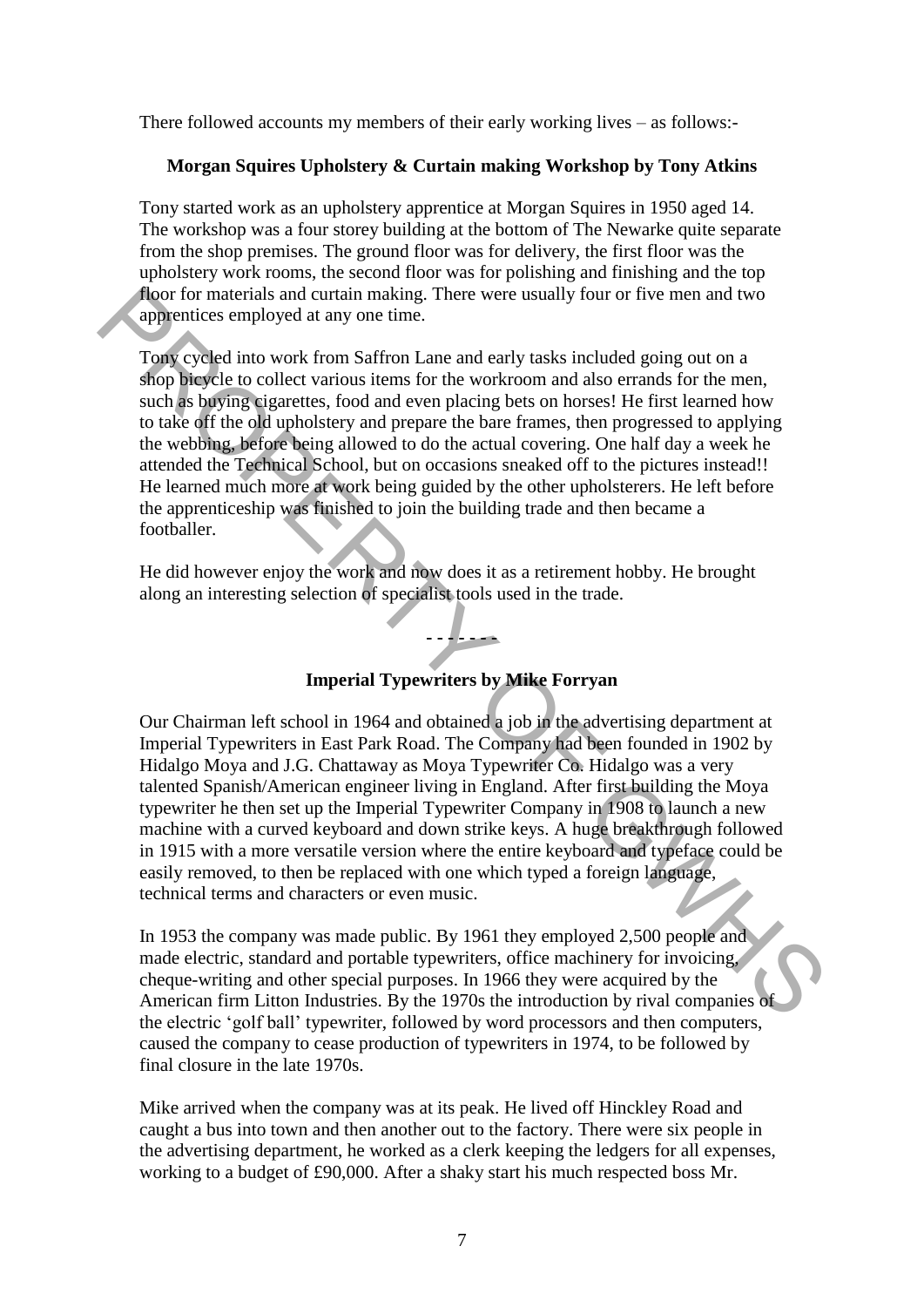There followed accounts my members of their early working lives – as follows:-

**Morgan Squires Upholstery & Curtain making Workshop by Tony Atkins**

Tony started work as an upholstery apprentice at Morgan Squires in 1950 aged 14. The workshop was a four storey building at the bottom of The Newarke quite separate from the shop premises. The ground floor was for delivery, the first floor was the upholstery work rooms, the second floor was for polishing and finishing and the top floor for materials and curtain making. There were usually four or five men and two apprentices employed at any one time.

Tony cycled into work from Saffron Lane and early tasks included going out on a shop bicycle to collect various items for the workroom and also errands for the men, such as buying cigarettes, food and even placing bets on horses! He first learned how to take off the old upholstery and prepare the bare frames, then progressed to applying the webbing, before being allowed to do the actual covering. One half day a week he attended the Technical School, but on occasions sneaked off to the pictures instead!! He learned much more at work being guided by the other upholsterers. He left before the apprenticeship was finished to join the building trade and then became a footballer.

He did however enjoy the work and now does it as a retirement hobby. He brought along an interesting selection of specialist tools used in the trade.

\- - - - - - -

**Imperial Typewriters by Mike Forryan**

Our Chairman left school in 1964 and obtained a job in the advertising department at Imperial Typewriters in East Park Road. The Company had been founded in 1902 by Hidalgo Moya and J.G. Chattaway as Moya Typewriter Co. Hidalgo was a very talented Spanish/American engineer living in England. After first building the Moya typewriter he then set up the Imperial Typewriter Company in 1908 to launch a new machine with a curved keyboard and down strike keys. A huge breakthrough followed in 1915 with a more versatile version where the entire keyboard and typeface could be easily removed, to then be replaced with one which typed a foreign language, technical terms and characters or even music.

In 1953 the company was made public. By 1961 they employed 2,500 people and made electric, standard and portable typewriters, office machinery for invoicing, cheque-writing and other special purposes. In 1966 they were acquired by the American firm Litton Industries. By the 1970s the introduction by rival companies of the electric 'golf ball' typewriter, followed by word processors and then computers, caused the company to cease production of typewriters in 1974, to be followed by final closure in the late 1970s.

Mike arrived when the company was at its peak. He lived off Hinckley Road and caught a bus into town and then another out to the factory. There were six people in the advertising department, he worked as a clerk keeping the ledgers for all expenses, working to a budget of £90,000. After a shaky start his much respected boss Mr.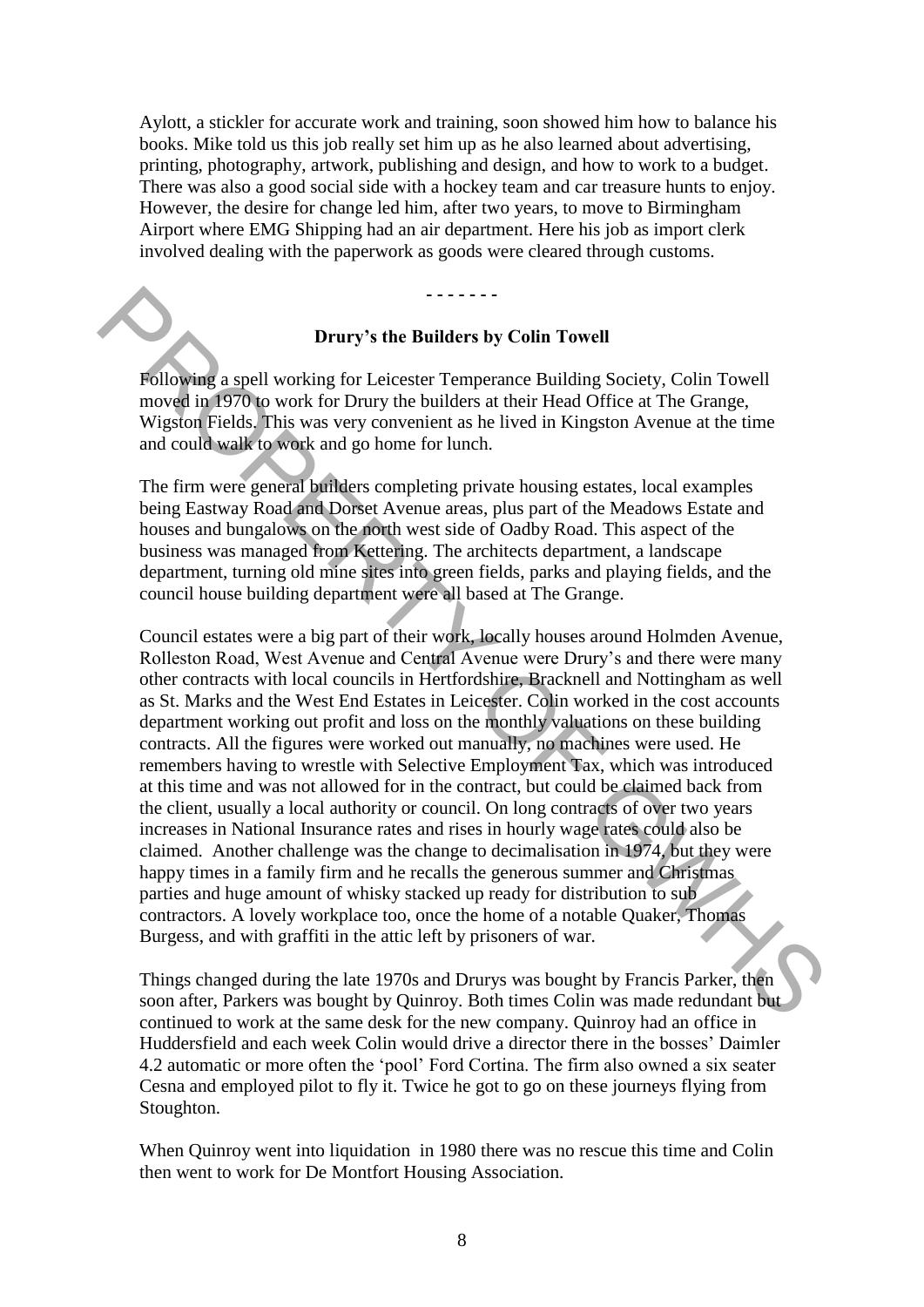Aylott, a stickler for accurate work and training, soon showed him how to balance his books. Mike told us this job really set him up as he also learned about advertising, printing, photography, artwork, publishing and design, and how to work to a budget. There was also a good social side with a hockey team and car treasure hunts to enjoy. However, the desire for change led him, after two years, to move to Birmingham Airport where EMG Shipping had an air department. Here his job as import clerk involved dealing with the paperwork as goods were cleared through customs.

- - - - - - -

### Drury's the Builders by Colin Towell

Following a spell working for Leicester Temperance Building Society, Colin Towell moved in 1970 to work for Drury the builders at their Head Office at The Grange, Wigston Fields. This was very convenient as he lived in Kingston Avenue at the time and could walk to work and go home for lunch.

The firm were general builders completing private housing estates, local examples being Eastway Road and Dorset Avenue areas, plus part of the Meadows Estate and houses and bungalows on the north west side of Oadby Road. This aspect of the business was managed from Kettering. The architects department, a landscape department, turning old mine sites into green fields, parks and playing fields, and the council house building department were all based at The Grange.

Council estates were a big part of their work, locally houses around Holmden Avenue, Rolleston Road, West Avenue and Central Avenue were Drury's and there were many other contracts with local councils in Hertfordshire, Bracknell and Nottingham as well as St. Marks and the West End Estates in Leicester. Colin worked in the cost accounts department working out profit and loss on the monthly valuations on these building contracts. All the figures were worked out manually, no machines were used. He remembers having to wrestle with Selective Employment Tax, which was introduced at this time and was not allowed for in the contract, but could be claimed back from the client, usually a local authority or council. On long contracts of over two years increases in National Insurance rates and rises in hourly wage rates could also be claimed. Another challenge was the change to decimalisation in 1974, but they were happy times in a family firm and he recalls the generous summer and Christmas parties and huge amount of whisky stacked up ready for distribution to sub contractors. A lovely workplace too, once the home of a notable Quaker, Thomas Burgess, and with graffiti in the attic left by prisoners of war.

Things changed during the late 1970s and Drurys was bought by Francis Parker, then soon after, Parkers was bought by Quinroy. Both times Colin was made redundant but continued to work at the same desk for the new company. Quinroy had an office in Huddersfield and each week Colin would drive a director there in the bosses' Daimler 4.2 automatic or more often the 'pool' Ford Cortina. The firm also owned a six seater Cesna and employed pilot to fly it. Twice he got to go on these journeys flying from Stoughton.

When Quinroy went into liquidation in 1980 there was no rescue this time and Colin then went to work for De Montfort Housing Association.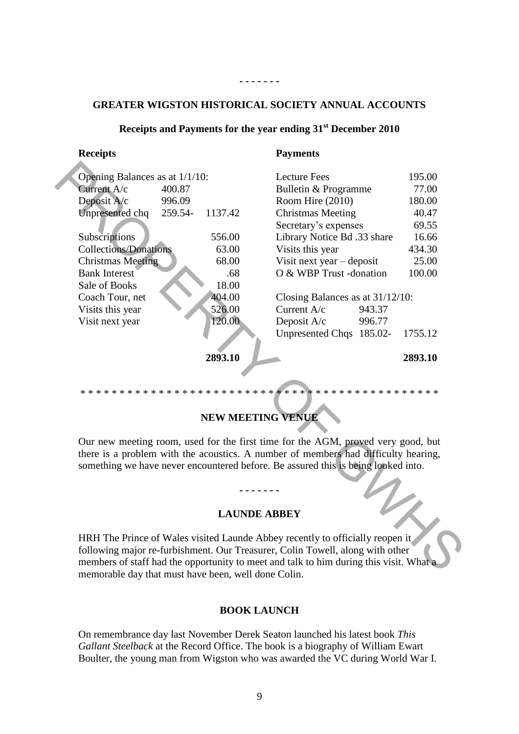- - - - - - -

**GREATER WIGSTON HISTORICAL SOCIETY ANNUAL ACCOUNTS**

**Receipts and Payments for the year ending 31st December 2010**

| Receipts | | | Payments | | |
|---|---|---|---|---|---|
| Opening Balances as at 1/1/10: | | | Lecture Fees | | 195.00 |
| Current A/c | 400.87 | | Bulletin & Programme | | 77.00 |
| Deposit A/c | 996.09 | | Room Hire (2010) | | 180.00 |
| Unpresented chq | 259.54- | 1137.42 | Christmas Meeting | | 40.47 |
| | | | Secretary's expenses | | 69.55 |
| Subscriptions | | 556.00 | Library Notice Bd .33 share | | 16.66 |
| Collections/Donations | | 63.00 | Visits this year | | 434.30 |
| Christmas Meeting | | 68.00 | Visit next year – deposit | | 25.00 |
| Bank Interest | | .68 | O & WBP Trust -donation | | 100.00 |
| Sale of Books | | 18.00 | | | |
| Coach Tour, net | | 404.00 | Closing Balances as at 31/12/10: | | |
| Visits this year | | 526.00 | Current A/c | 943.37 | |
| Visit next year | | 120.00 | Deposit A/c | 996.77 | |
| | | | Unpresented Chqs | 185.02- | 1755.12 |
| | | **2893.10** | | | **2893.10** |

* * * * * * * * * * * * * * * * * * * * * * * * * * * * * * * * * * * * * * * * * * * *

**NEW MEETING VENUE**

Our new meeting room, used for the first time for the AGM, proved very good, but there is a problem with the acoustics. A number of members had difficulty hearing, something we have never encountered before. Be assured this is being looked into.

- - - - - - -

**LAUNDE ABBEY**

HRH The Prince of Wales visited Launde Abbey recently to officially reopen it following major re-furbishment. Our Treasurer, Colin Towell, along with other members of staff had the opportunity to meet and talk to him during this visit. What a memorable day that must have been, well done Colin.

**BOOK LAUNCH**

On remembrance day last November Derek Seaton launched his latest book *This Gallant Steelback* at the Record Office. The book is a biography of William Ewart Boulter, the young man from Wigston who was awarded the VC during World War I.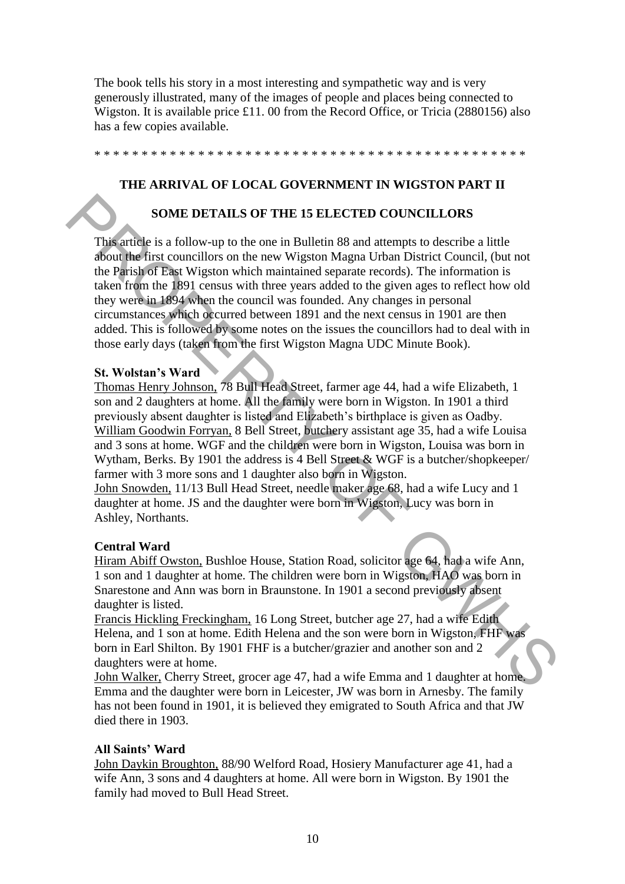The book tells his story in a most interesting and sympathetic way and is very generously illustrated, many of the images of people and places being connected to Wigston. It is available price £11. 00 from the Record Office, or Tricia (2880156) also has a few copies available.

* * * * * * * * * * * * * * * * * * * * * * * * * * * * * * * * * * * * * * * * * * * * *

## THE ARRIVAL OF LOCAL GOVERNMENT IN WIGSTON PART II

### SOME DETAILS OF THE 15 ELECTED COUNCILLORS

This article is a follow-up to the one in Bulletin 88 and attempts to describe a little about the first councillors on the new Wigston Magna Urban District Council, (but not the Parish of East Wigston which maintained separate records). The information is taken from the 1891 census with three years added to the given ages to reflect how old they were in 1894 when the council was founded. Any changes in personal circumstances which occurred between 1891 and the next census in 1901 are then added. This is followed by some notes on the issues the councillors had to deal with in those early days (taken from the first Wigston Magna UDC Minute Book).

**St. Wolstan's Ward**

Thomas Henry Johnson, 78 Bull Head Street, farmer age 44, had a wife Elizabeth, 1 son and 2 daughters at home. All the family were born in Wigston. In 1901 a third previously absent daughter is listed and Elizabeth's birthplace is given as Oadby.
William Goodwin Forryan, 8 Bell Street, butchery assistant age 35, had a wife Louisa and 3 sons at home. WGF and the children were born in Wigston, Louisa was born in Wytham, Berks. By 1901 the address is 4 Bell Street & WGF is a butcher/shopkeeper/ farmer with 3 more sons and 1 daughter also born in Wigston.
John Snowden, 11/13 Bull Head Street, needle maker age 68, had a wife Lucy and 1 daughter at home. JS and the daughter were born in Wigston, Lucy was born in Ashley, Northants.

**Central Ward**

Hiram Abiff Owston, Bushloe House, Station Road, solicitor age 64, had a wife Ann, 1 son and 1 daughter at home. The children were born in Wigston, HAO was born in Snarestone and Ann was born in Braunstone. In 1901 a second previously absent daughter is listed.
Francis Hickling Freckingham, 16 Long Street, butcher age 27, had a wife Edith Helena, and 1 son at home. Edith Helena and the son were born in Wigston, FHF was born in Earl Shilton. By 1901 FHF is a butcher/grazier and another son and 2 daughters were at home.
John Walker, Cherry Street, grocer age 47, had a wife Emma and 1 daughter at home. Emma and the daughter were born in Leicester, JW was born in Arnesby. The family has not been found in 1901, it is believed they emigrated to South Africa and that JW died there in 1903.

**All Saints' Ward**

John Daykin Broughton, 88/90 Welford Road, Hosiery Manufacturer age 41, had a wife Ann, 3 sons and 4 daughters at home. All were born in Wigston. By 1901 the family had moved to Bull Head Street.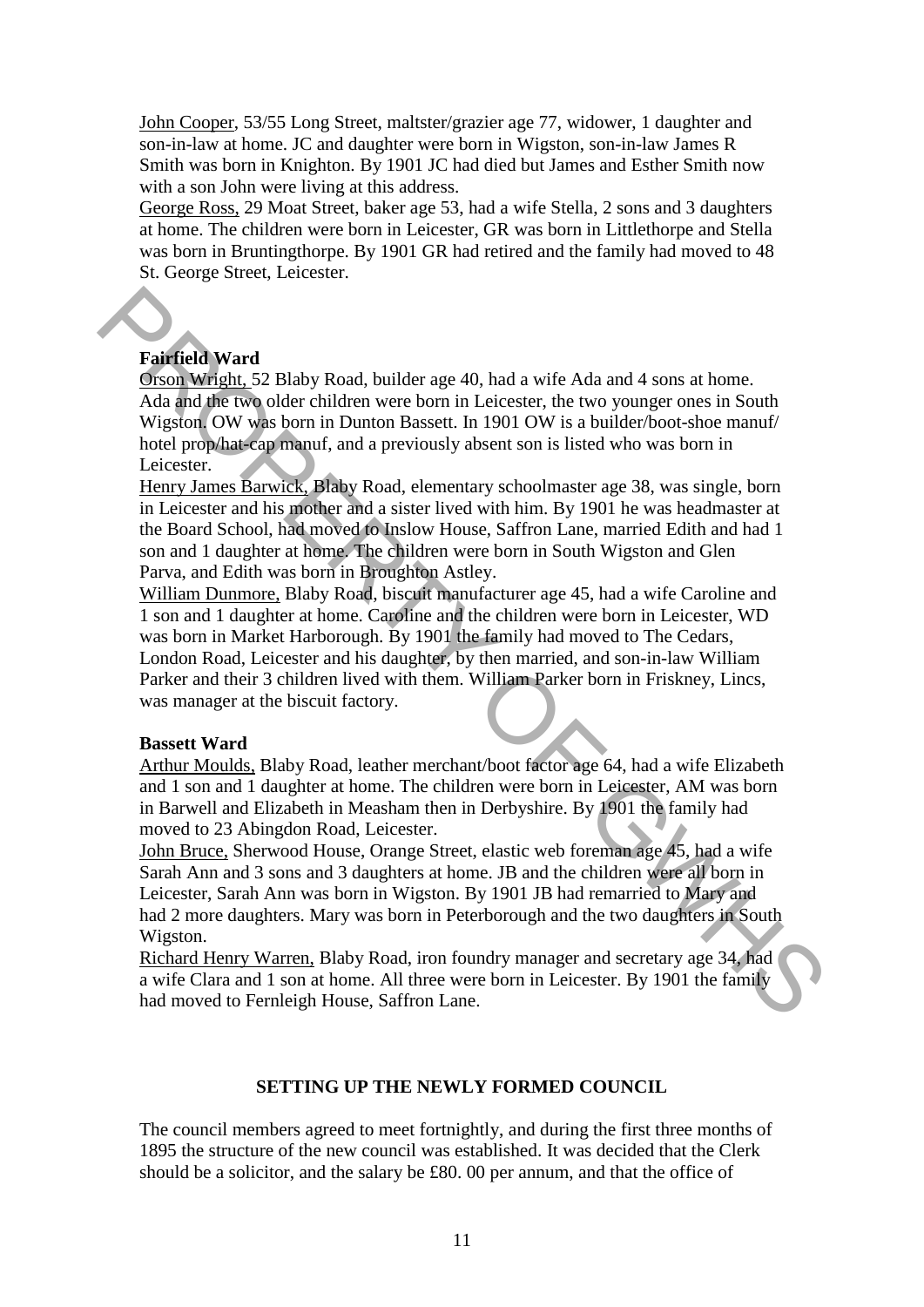John Cooper, 53/55 Long Street, maltster/grazier age 77, widower, 1 daughter and son-in-law at home. JC and daughter were born in Wigston, son-in-law James R Smith was born in Knighton. By 1901 JC had died but James and Esther Smith now with a son John were living at this address.

George Ross, 29 Moat Street, baker age 53, had a wife Stella, 2 sons and 3 daughters at home. The children were born in Leicester, GR was born in Littlethorpe and Stella was born in Bruntingthorpe. By 1901 GR had retired and the family had moved to 48 St. George Street, Leicester.

**Fairfield Ward**

Orson Wright, 52 Blaby Road, builder age 40, had a wife Ada and 4 sons at home. Ada and the two older children were born in Leicester, the two younger ones in South Wigston. OW was born in Dunton Bassett. In 1901 OW is a builder/boot-shoe manuf/ hotel prop/hat-cap manuf, and a previously absent son is listed who was born in Leicester.

Henry James Barwick, Blaby Road, elementary schoolmaster age 38, was single, born in Leicester and his mother and a sister lived with him. By 1901 he was headmaster at the Board School, had moved to Inslow House, Saffron Lane, married Edith and had 1 son and 1 daughter at home. The children were born in South Wigston and Glen Parva, and Edith was born in Broughton Astley.

William Dunmore, Blaby Road, biscuit manufacturer age 45, had a wife Caroline and 1 son and 1 daughter at home. Caroline and the children were born in Leicester, WD was born in Market Harborough. By 1901 the family had moved to The Cedars, London Road, Leicester and his daughter, by then married, and son-in-law William Parker and their 3 children lived with them. William Parker born in Friskney, Lincs, was manager at the biscuit factory.

**Bassett Ward**

Arthur Moulds, Blaby Road, leather merchant/boot factor age 64, had a wife Elizabeth and 1 son and 1 daughter at home. The children were born in Leicester, AM was born in Barwell and Elizabeth in Measham then in Derbyshire. By 1901 the family had moved to 23 Abingdon Road, Leicester.

John Bruce, Sherwood House, Orange Street, elastic web foreman age 45, had a wife Sarah Ann and 3 sons and 3 daughters at home. JB and the children were all born in Leicester, Sarah Ann was born in Wigston. By 1901 JB had remarried to Mary and had 2 more daughters. Mary was born in Peterborough and the two daughters in South Wigston.

Richard Henry Warren, Blaby Road, iron foundry manager and secretary age 34, had a wife Clara and 1 son at home. All three were born in Leicester. By 1901 the family had moved to Fernleigh House, Saffron Lane.

## SETTING UP THE NEWLY FORMED COUNCIL

The council members agreed to meet fortnightly, and during the first three months of 1895 the structure of the new council was established. It was decided that the Clerk should be a solicitor, and the salary be £80. 00 per annum, and that the office of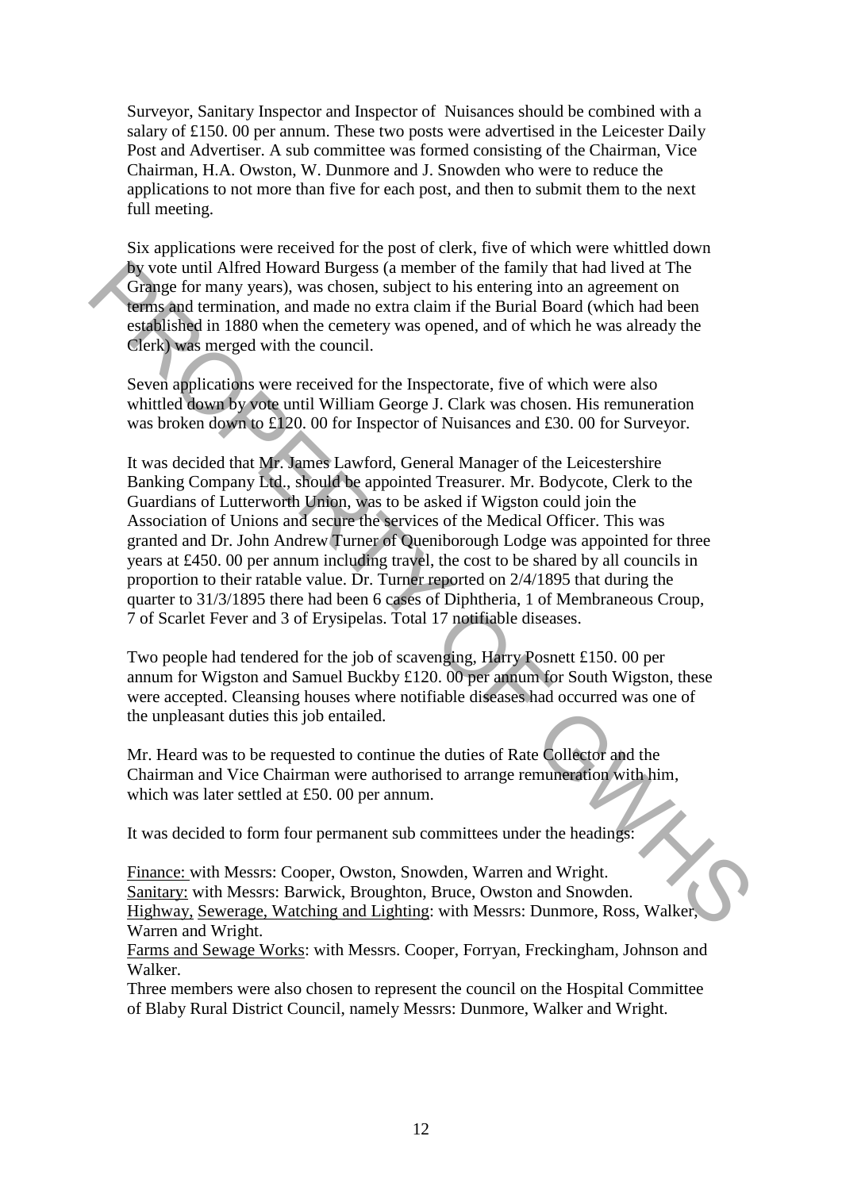Surveyor, Sanitary Inspector and Inspector of Nuisances should be combined with a salary of £150. 00 per annum. These two posts were advertised in the Leicester Daily Post and Advertiser. A sub committee was formed consisting of the Chairman, Vice Chairman, H.A. Owston, W. Dunmore and J. Snowden who were to reduce the applications to not more than five for each post, and then to submit them to the next full meeting.

Six applications were received for the post of clerk, five of which were whittled down by vote until Alfred Howard Burgess (a member of the family that had lived at The Grange for many years), was chosen, subject to his entering into an agreement on terms and termination, and made no extra claim if the Burial Board (which had been established in 1880 when the cemetery was opened, and of which he was already the Clerk) was merged with the council.

Seven applications were received for the Inspectorate, five of which were also whittled down by vote until William George J. Clark was chosen. His remuneration was broken down to £120. 00 for Inspector of Nuisances and £30. 00 for Surveyor.

It was decided that Mr. James Lawford, General Manager of the Leicestershire Banking Company Ltd., should be appointed Treasurer. Mr. Bodycote, Clerk to the Guardians of Lutterworth Union, was to be asked if Wigston could join the Association of Unions and secure the services of the Medical Officer. This was granted and Dr. John Andrew Turner of Queniborough Lodge was appointed for three years at £450. 00 per annum including travel, the cost to be shared by all councils in proportion to their ratable value. Dr. Turner reported on 2/4/1895 that during the quarter to 31/3/1895 there had been 6 cases of Diphtheria, 1 of Membraneous Croup, 7 of Scarlet Fever and 3 of Erysipelas. Total 17 notifiable diseases.

Two people had tendered for the job of scavenging, Harry Posnett £150. 00 per annum for Wigston and Samuel Buckby £120. 00 per annum for South Wigston, these were accepted. Cleansing houses where notifiable diseases had occurred was one of the unpleasant duties this job entailed.

Mr. Heard was to be requested to continue the duties of Rate Collector and the Chairman and Vice Chairman were authorised to arrange remuneration with him, which was later settled at £50. 00 per annum.

It was decided to form four permanent sub committees under the headings:

Finance: with Messrs: Cooper, Owston, Snowden, Warren and Wright.
Sanitary: with Messrs: Barwick, Broughton, Bruce, Owston and Snowden.
Highway, Sewerage, Watching and Lighting: with Messrs: Dunmore, Ross, Walker, Warren and Wright.
Farms and Sewage Works: with Messrs. Cooper, Forryan, Freckingham, Johnson and Walker.
Three members were also chosen to represent the council on the Hospital Committee of Blaby Rural District Council, namely Messrs: Dunmore, Walker and Wright.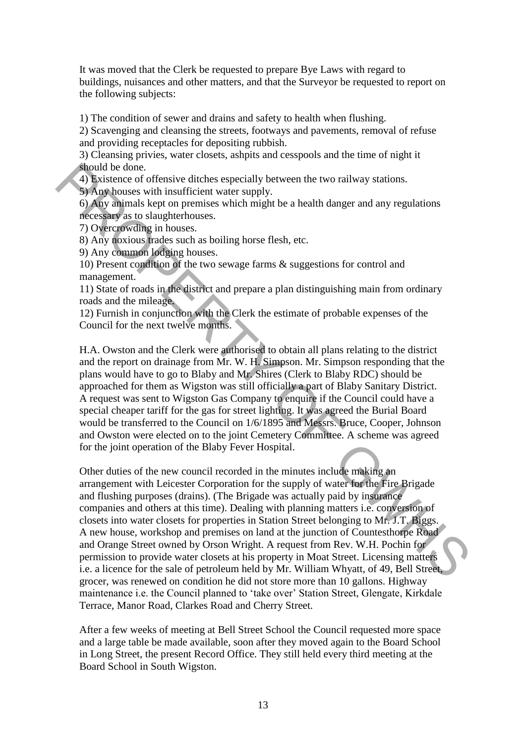It was moved that the Clerk be requested to prepare Bye Laws with regard to buildings, nuisances and other matters, and that the Surveyor be requested to report on the following subjects:

1) The condition of sewer and drains and safety to health when flushing.
2) Scavenging and cleansing the streets, footways and pavements, removal of refuse and providing receptacles for depositing rubbish.
3) Cleansing privies, water closets, ashpits and cesspools and the time of night it should be done.
4) Existence of offensive ditches especially between the two railway stations.
5) Any houses with insufficient water supply.
6) Any animals kept on premises which might be a health danger and any regulations necessary as to slaughterhouses.
7) Overcrowding in houses.
8) Any noxious trades such as boiling horse flesh, etc.
9) Any common lodging houses.
10) Present condition of the two sewage farms & suggestions for control and management.
11) State of roads in the district and prepare a plan distinguishing main from ordinary roads and the mileage.
12) Furnish in conjunction with the Clerk the estimate of probable expenses of the Council for the next twelve months.

H.A. Owston and the Clerk were authorised to obtain all plans relating to the district and the report on drainage from Mr. W. H. Simpson. Mr. Simpson responding that the plans would have to go to Blaby and Mr. Shires (Clerk to Blaby RDC) should be approached for them as Wigston was still officially a part of Blaby Sanitary District. A request was sent to Wigston Gas Company to enquire if the Council could have a special cheaper tariff for the gas for street lighting. It was agreed the Burial Board would be transferred to the Council on 1/6/1895 and Messrs. Bruce, Cooper, Johnson and Owston were elected on to the joint Cemetery Committee. A scheme was agreed for the joint operation of the Blaby Fever Hospital.

Other duties of the new council recorded in the minutes include making an arrangement with Leicester Corporation for the supply of water for the Fire Brigade and flushing purposes (drains). (The Brigade was actually paid by insurance companies and others at this time). Dealing with planning matters i.e. conversion of closets into water closets for properties in Station Street belonging to Mr. J.T. Biggs. A new house, workshop and premises on land at the junction of Countesthorpe Road and Orange Street owned by Orson Wright. A request from Rev. W.H. Pochin for permission to provide water closets at his property in Moat Street. Licensing matters i.e. a licence for the sale of petroleum held by Mr. William Whyatt, of 49, Bell Street, grocer, was renewed on condition he did not store more than 10 gallons. Highway maintenance i.e. the Council planned to 'take over' Station Street, Glengate, Kirkdale Terrace, Manor Road, Clarkes Road and Cherry Street.

After a few weeks of meeting at Bell Street School the Council requested more space and a large table be made available, soon after they moved again to the Board School in Long Street, the present Record Office. They still held every third meeting at the Board School in South Wigston.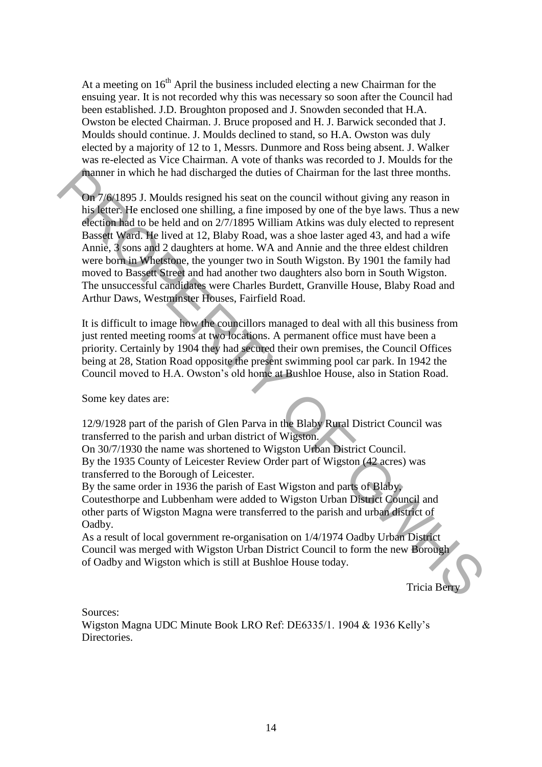At a meeting on 16th April the business included electing a new Chairman for the ensuing year. It is not recorded why this was necessary so soon after the Council had been established. J.D. Broughton proposed and J. Snowden seconded that H.A. Owston be elected Chairman. J. Bruce proposed and H. J. Barwick seconded that J. Moulds should continue. J. Moulds declined to stand, so H.A. Owston was duly elected by a majority of 12 to 1, Messrs. Dunmore and Ross being absent. J. Walker was re-elected as Vice Chairman. A vote of thanks was recorded to J. Moulds for the manner in which he had discharged the duties of Chairman for the last three months.

On 7/6/1895 J. Moulds resigned his seat on the council without giving any reason in his letter. He enclosed one shilling, a fine imposed by one of the bye laws. Thus a new election had to be held and on 2/7/1895 William Atkins was duly elected to represent Bassett Ward. He lived at 12, Blaby Road, was a shoe laster aged 43, and had a wife Annie, 3 sons and 2 daughters at home. WA and Annie and the three eldest children were born in Whetstone, the younger two in South Wigston. By 1901 the family had moved to Bassett Street and had another two daughters also born in South Wigston. The unsuccessful candidates were Charles Burdett, Granville House, Blaby Road and Arthur Daws, Westminster Houses, Fairfield Road.

It is difficult to image how the councillors managed to deal with all this business from just rented meeting rooms at two locations. A permanent office must have been a priority. Certainly by 1904 they had secured their own premises, the Council Offices being at 28, Station Road opposite the present swimming pool car park. In 1942 the Council moved to H.A. Owston's old home at Bushloe House, also in Station Road.

Some key dates are:

12/9/1928 part of the parish of Glen Parva in the Blaby Rural District Council was transferred to the parish and urban district of Wigston.
On 30/7/1930 the name was shortened to Wigston Urban District Council.
By the 1935 County of Leicester Review Order part of Wigston (42 acres) was transferred to the Borough of Leicester.
By the same order in 1936 the parish of East Wigston and parts of Blaby, Coutesthorpe and Lubbenham were added to Wigston Urban District Council and other parts of Wigston Magna were transferred to the parish and urban district of Oadby.
As a result of local government re-organisation on 1/4/1974 Oadby Urban District Council was merged with Wigston Urban District Council to form the new Borough of Oadby and Wigston which is still at Bushloe House today.

Tricia Berry

Sources:
Wigston Magna UDC Minute Book LRO Ref: DE6335/1. 1904 & 1936 Kelly's Directories.